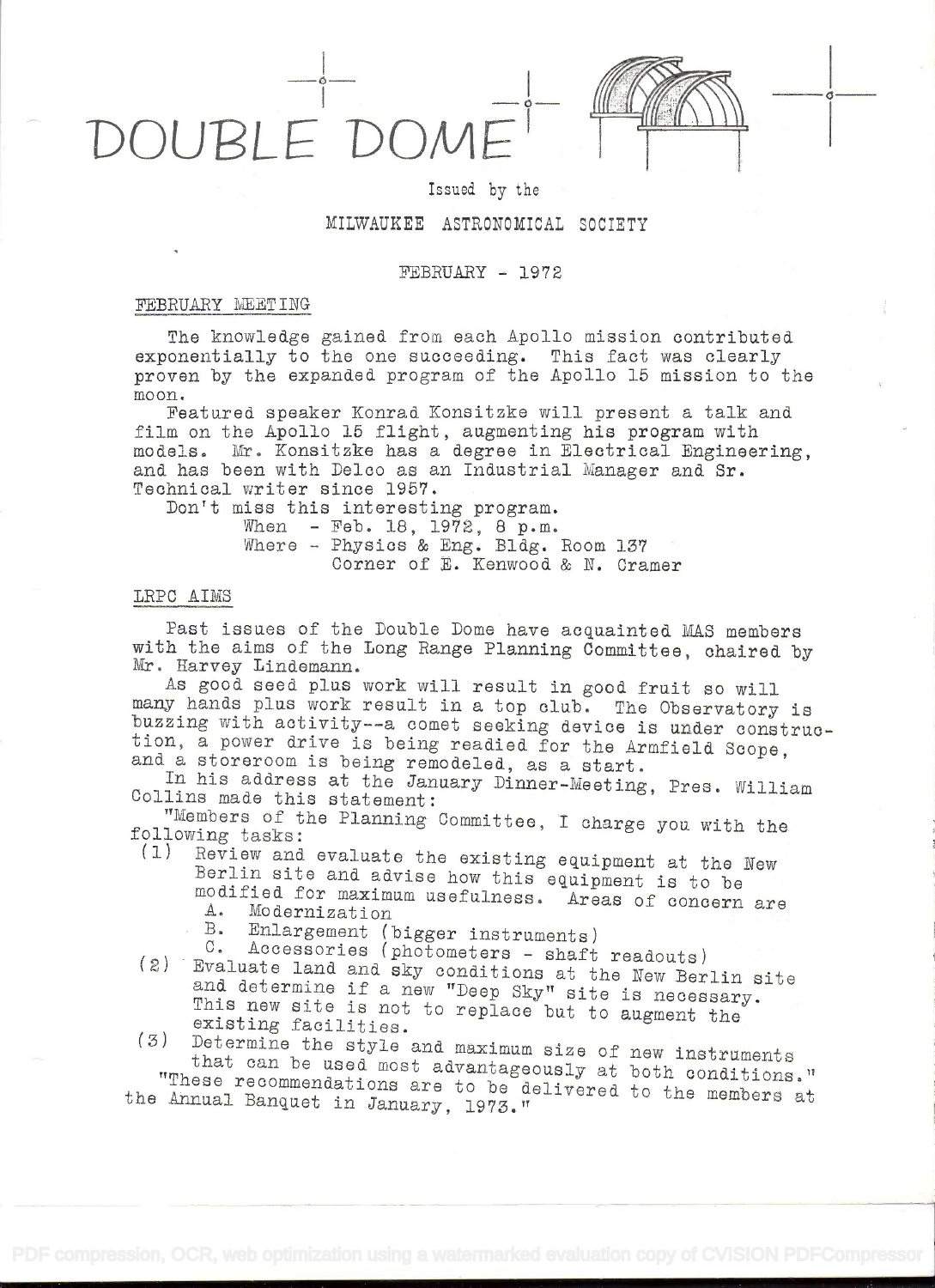# DOUBLE DOME

Issued by the

MILWAUKEE ASTRONOMICAL SOCIETY

FEBRUARY - 1972

## FEBRUARY MEETING

The knowledge gained from each Apollo mission contributed exponentially to the one succeeding. This fact was clearly proven by the expanded program of the Apollo 15 mission to the moon.

Featured speaker Konrad Konsitzke will present a talk and film on the Apollo 15 flight, augmenting his program with models. Mr. Konsitzke has a degree in Electrical Engineering, and has been with Delco as an Industrial Manager and Sr. Technical writer since 1957.

Don't miss this interesting program.

When - Feb. 18, 1972, 8 p.m.
Where - Physics & Eng. Bldg. Room 137
Corner of E. Kenwood & N. Cramer

## LRPC AIMS

Past issues of the Double Dome have acquainted MAS members with the aims of the Long Range Planning Committee, chaired by Mr. Harvey Lindemann.

As good seed plus work will result in good fruit so will many hands plus work result in a top club. The Observatory is buzzing with activity--a comet seeking device is under construction, a power drive is being readied for the Armfield Scope, and a storeroom is being remodeled, as a start.

In his address at the January Dinner-Meeting, Pres. William Collins made this statement:

"Members of the Planning Committee, I charge you with the following tasks:

(1) Review and evaluate the existing equipment at the New Berlin site and advise how this equipment is to be modified for maximum usefulness. Areas of concern are
  A. Modernization
  B. Enlargement (bigger instruments)
  C. Accessories (photometers - shaft readouts)

(2) Evaluate land and sky conditions at the New Berlin site and determine if a new "Deep Sky" site is necessary. This new site is not to replace but to augment the existing facilities.

(3) Determine the style and maximum size of new instruments that can be used most advantageously at both conditions."

"These recommendations are to be delivered to the members at the Annual Banquet in January, 1973."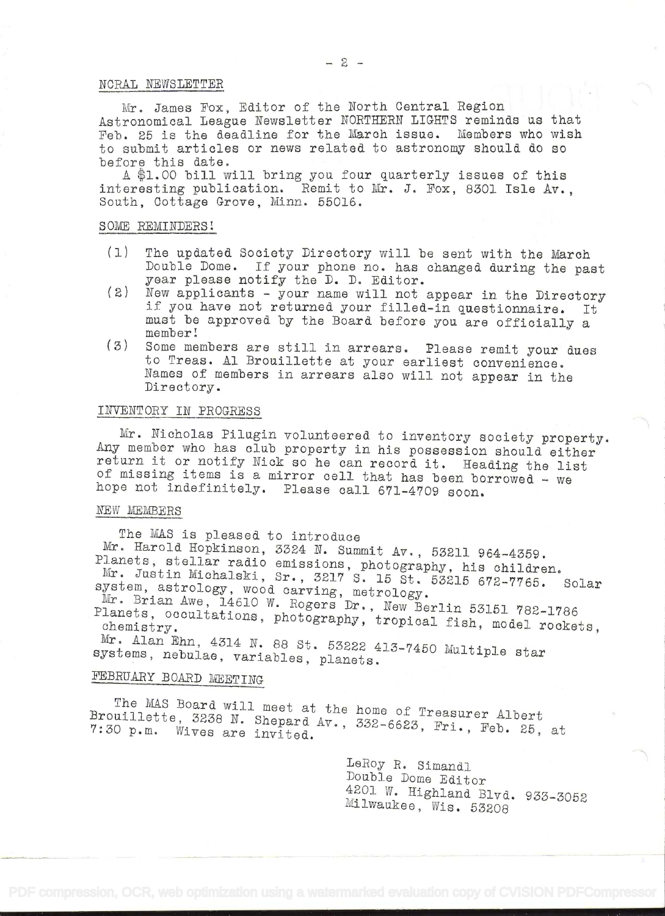## NCRAL NEWSLETTER

Mr. James Fox, Editor of the North Central Region Astronomical League Newsletter NORTHERN LIGHTS reminds us that Feb. 25 is the deadline for the March issue. Members who wish to submit articles or news related to astronomy should do so before this date.

A $1.00 bill will bring you four quarterly issues of this interesting publication. Remit to Mr. J. Fox, 8301 Isle Av., South, Cottage Grove, Minn. 55016.

## SOME REMINDERS!

(1) The updated Society Directory will be sent with the March Double Dome. If your phone no. has changed during the past year please notify the D. D. Editor.

(2) New applicants - your name will not appear in the Directory if you have not returned your filled-in questionnaire. It must be approved by the Board before you are officially a member!

(3) Some members are still in arrears. Please remit your dues to Treas. Al Brouillette at your earliest convenience. Names of members in arrears also will not appear in the Directory.

## INVENTORY IN PROGRESS

Mr. Nicholas Pilugin volunteered to inventory society property. Any member who has club property in his possession should either return it or notify Nick so he can record it. Heading the list of missing items is a mirror cell that has been borrowed - we hope not indefinitely. Please call 671-4709 soon.

## NEW MEMBERS

The MAS is pleased to introduce

Mr. Harold Hopkinson, 3324 N. Summit Av., 53211 964-4359. Planets, stellar radio emissions, photography, his children.

Mr. Justin Michalski, Sr., 3217 S. 15 St. 53215 672-7765. Solar system, astrology, wood carving, metrology.

Mr. Brian Awe, 14610 W. Rogers Dr., New Berlin 53151 782-1786 Planets, occultations, photography, tropical fish, model rockets, chemistry.

Mr. Alan Ehn, 4314 N. 88 St. 53222 413-7450 Multiple star systems, nebulae, variables, planets.

## FEBRUARY BOARD MEETING

The MAS Board will meet at the home of Treasurer Albert Brouillette, 3238 N. Shepard Av., 332-6623, Fri., Feb. 25, at 7:30 p.m. Wives are invited.

LeRoy R. Simandl  
Double Dome Editor  
4201 W. Highland Blvd. 933-3052  
Milwaukee, Wis. 53208